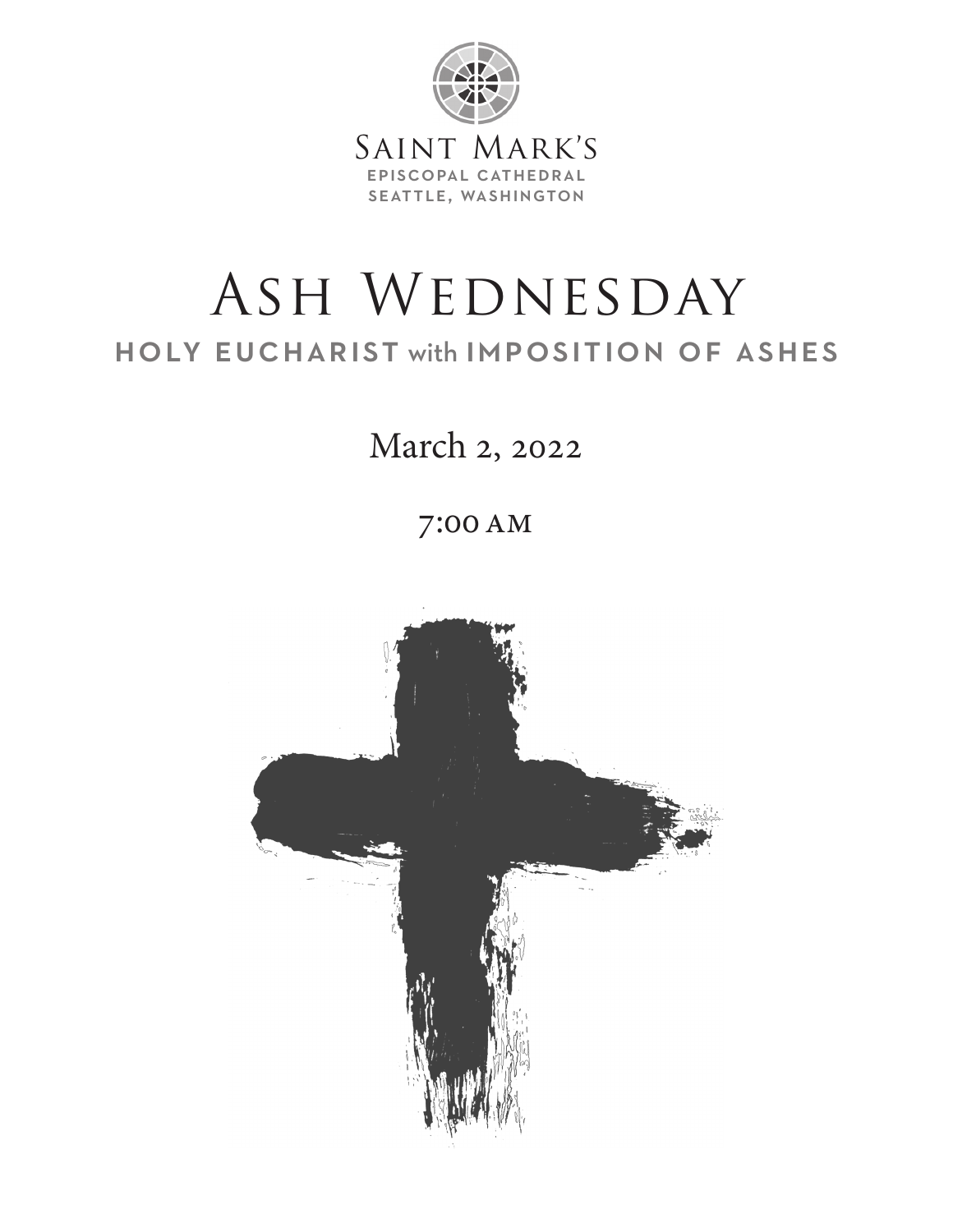Saint Mark's
EPISCOPAL CATHEDRAL
SEATTLE, WASHINGTON

# Ash Wednesday

## HOLY EUCHARIST with IMPOSITION OF ASHES

March 2, 2022

7:00 AM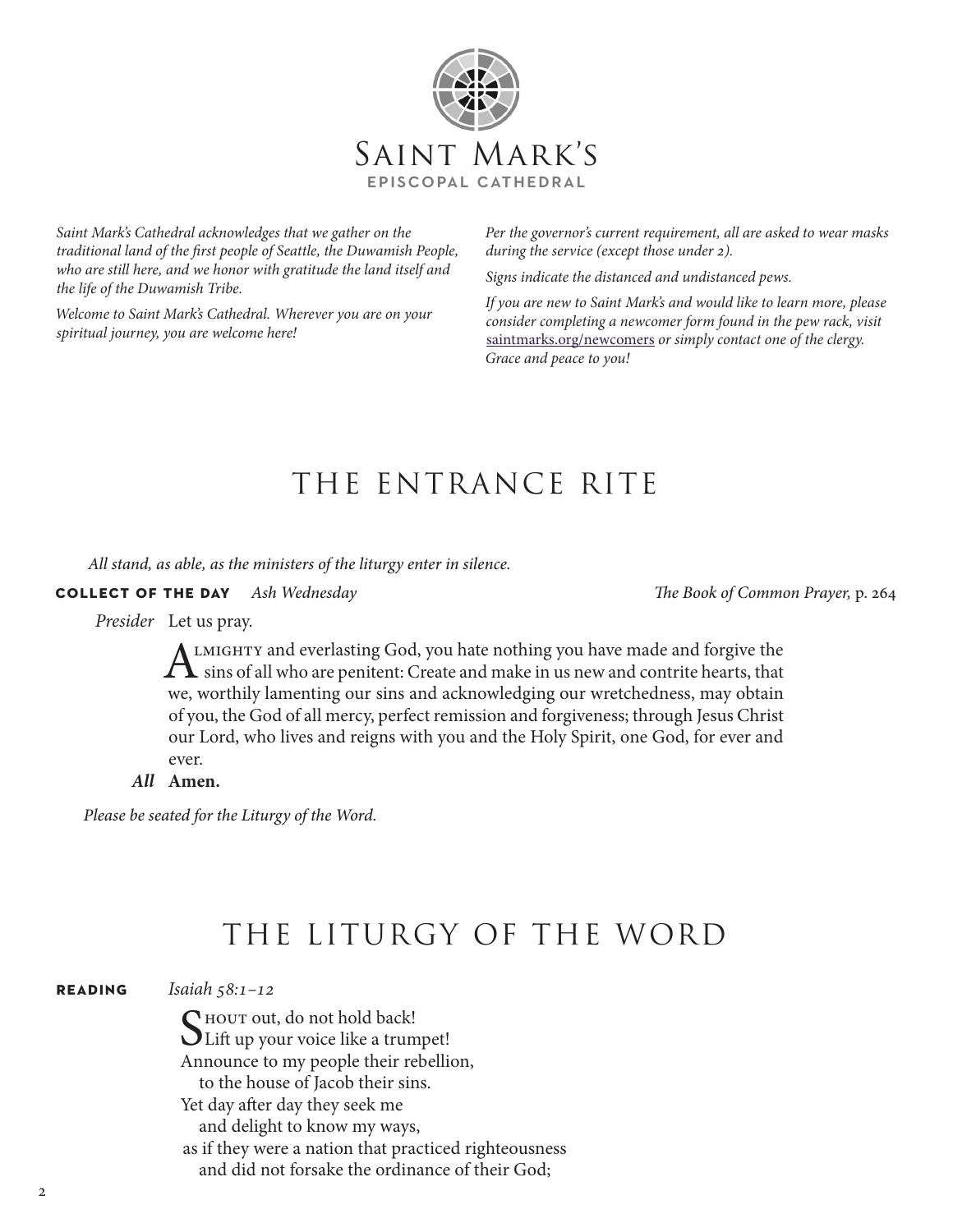# Saint Mark's
EPISCOPAL CATHEDRAL

*Saint Mark's Cathedral acknowledges that we gather on the traditional land of the first people of Seattle, the Duwamish People, who are still here, and we honor with gratitude the land itself and the life of the Duwamish Tribe.*

*Welcome to Saint Mark's Cathedral. Wherever you are on your spiritual journey, you are welcome here!*

*Per the governor's current requirement, all are asked to wear masks during the service (except those under 2).*

*Signs indicate the distanced and undistanced pews.*

*If you are new to Saint Mark's and would like to learn more, please consider completing a newcomer form found in the pew rack, visit* saintmarks.org/newcomers *or simply contact one of the clergy. Grace and peace to you!*

## THE ENTRANCE RITE

*All stand, as able, as the ministers of the liturgy enter in silence.*

**COLLECT OF THE DAY** *Ash Wednesday* — *The Book of Common Prayer,* p. 264

*Presider* Let us pray.

Almighty and everlasting God, you hate nothing you have made and forgive the sins of all who are penitent: Create and make in us new and contrite hearts, that we, worthily lamenting our sins and acknowledging our wretchedness, may obtain of you, the God of all mercy, perfect remission and forgiveness; through Jesus Christ our Lord, who lives and reigns with you and the Holy Spirit, one God, for ever and ever.

***All*** **Amen.**

*Please be seated for the Liturgy of the Word.*

## THE LITURGY OF THE WORD

**READING** *Isaiah 58:1–12*

Shout out, do not hold back!  
Lift up your voice like a trumpet!  
Announce to my people their rebellion,  
to the house of Jacob their sins.  
Yet day after day they seek me  
and delight to know my ways,  
as if they were a nation that practiced righteousness  
and did not forsake the ordinance of their God;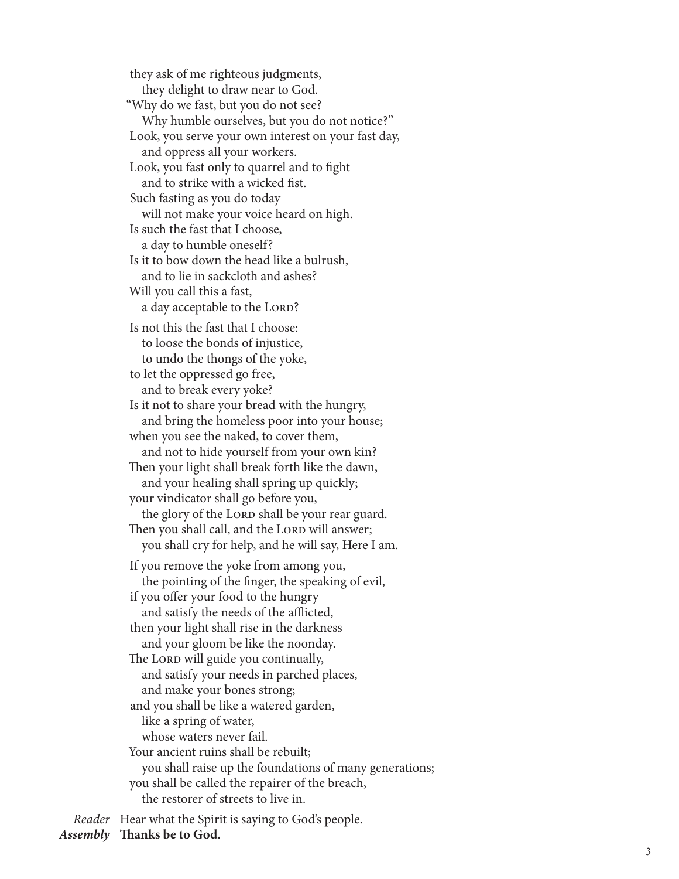they ask of me righteous judgments,
  they delight to draw near to God.
"Why do we fast, but you do not see?
  Why humble ourselves, but you do not notice?"
Look, you serve your own interest on your fast day,
  and oppress all your workers.
Look, you fast only to quarrel and to fight
  and to strike with a wicked fist.
Such fasting as you do today
  will not make your voice heard on high.
Is such the fast that I choose,
  a day to humble oneself?
Is it to bow down the head like a bulrush,
  and to lie in sackcloth and ashes?
Will you call this a fast,
  a day acceptable to the LORD?

Is not this the fast that I choose:
  to loose the bonds of injustice,
  to undo the thongs of the yoke,
to let the oppressed go free,
  and to break every yoke?
Is it not to share your bread with the hungry,
  and bring the homeless poor into your house;
when you see the naked, to cover them,
  and not to hide yourself from your own kin?
Then your light shall break forth like the dawn,
  and your healing shall spring up quickly;
your vindicator shall go before you,
  the glory of the LORD shall be your rear guard.
Then you shall call, and the LORD will answer;
  you shall cry for help, and he will say, Here I am.

If you remove the yoke from among you,
  the pointing of the finger, the speaking of evil,
if you offer your food to the hungry
  and satisfy the needs of the afflicted,
then your light shall rise in the darkness
  and your gloom be like the noonday.
The LORD will guide you continually,
  and satisfy your needs in parched places,
  and make your bones strong;
and you shall be like a watered garden,
  like a spring of water,
  whose waters never fail.
Your ancient ruins shall be rebuilt;
  you shall raise up the foundations of many generations;
you shall be called the repairer of the breach,
  the restorer of streets to live in.

*Reader* Hear what the Spirit is saying to God's people.
***Assembly*** **Thanks be to God.**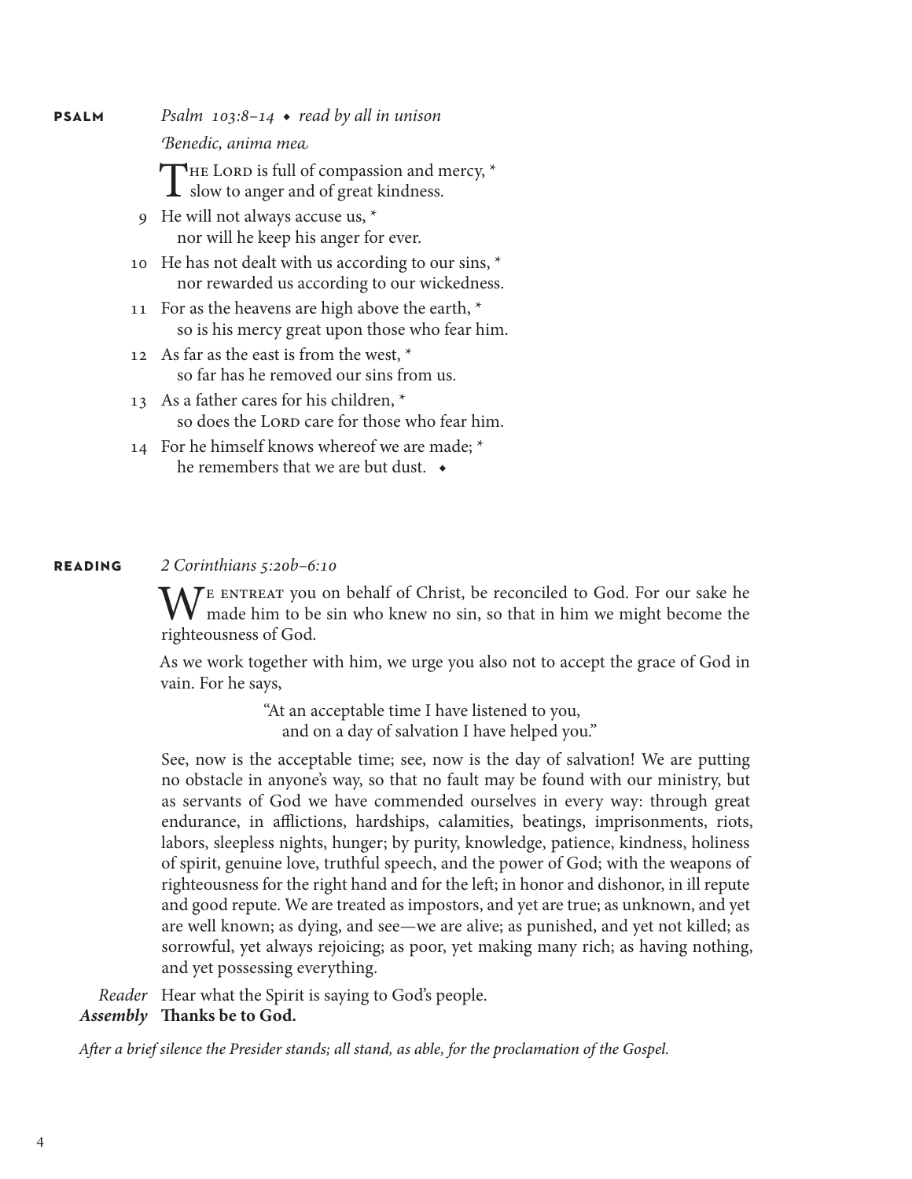**PSALM** *Psalm 103:8–14 ◆ read by all in unison*

*Benedic, anima mea*

THE LORD is full of compassion and mercy, *
slow to anger and of great kindness.

9 He will not always accuse us, *
nor will he keep his anger for ever.

10 He has not dealt with us according to our sins, *
nor rewarded us according to our wickedness.

11 For as the heavens are high above the earth, *
so is his mercy great upon those who fear him.

12 As far as the east is from the west, *
so far has he removed our sins from us.

13 As a father cares for his children, *
so does the LORD care for those who fear him.

14 For he himself knows whereof we are made; *
he remembers that we are but dust. ◆

**READING** *2 Corinthians 5:20b–6:10*

WE ENTREAT you on behalf of Christ, be reconciled to God. For our sake he made him to be sin who knew no sin, so that in him we might become the righteousness of God.

As we work together with him, we urge you also not to accept the grace of God in vain. For he says,

> "At an acceptable time I have listened to you,
> and on a day of salvation I have helped you."

See, now is the acceptable time; see, now is the day of salvation! We are putting no obstacle in anyone's way, so that no fault may be found with our ministry, but as servants of God we have commended ourselves in every way: through great endurance, in afflictions, hardships, calamities, beatings, imprisonments, riots, labors, sleepless nights, hunger; by purity, knowledge, patience, kindness, holiness of spirit, genuine love, truthful speech, and the power of God; with the weapons of righteousness for the right hand and for the left; in honor and dishonor, in ill repute and good repute. We are treated as impostors, and yet are true; as unknown, and yet are well known; as dying, and see—we are alive; as punished, and yet not killed; as sorrowful, yet always rejoicing; as poor, yet making many rich; as having nothing, and yet possessing everything.

*Reader* Hear what the Spirit is saying to God's people.
***Assembly*** **Thanks be to God.**

*After a brief silence the Presider stands; all stand, as able, for the proclamation of the Gospel.*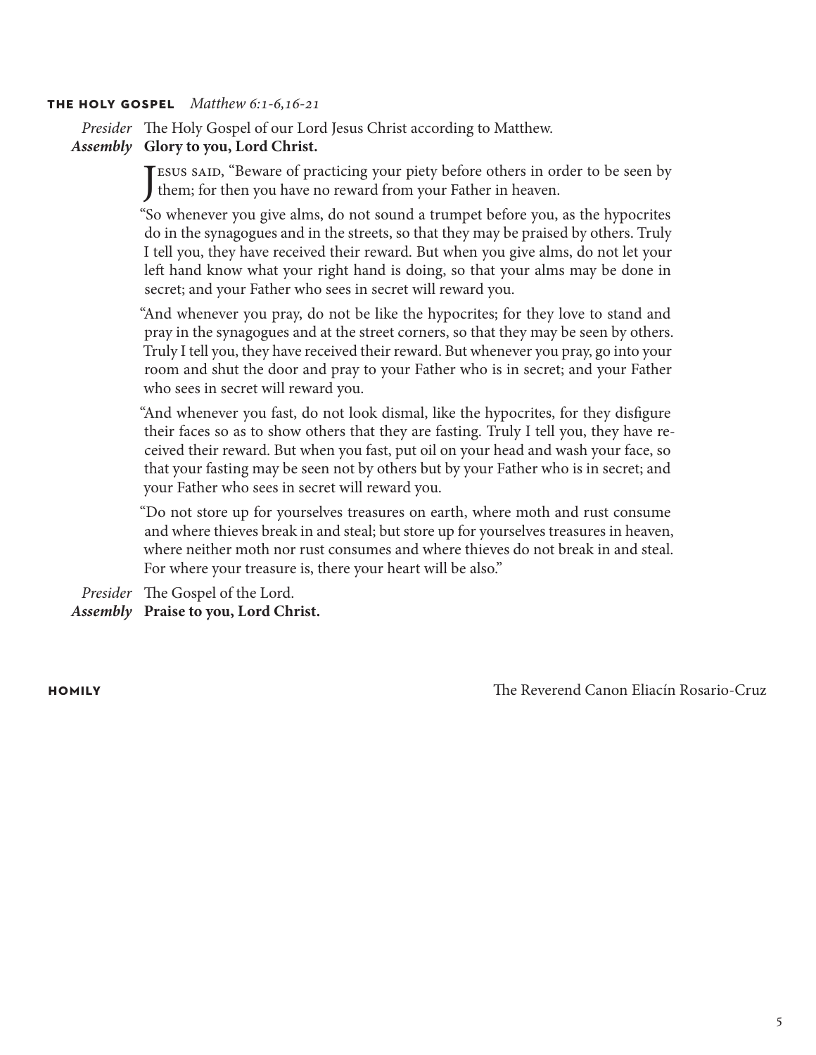## THE HOLY GOSPEL *Matthew 6:1-6,16-21*

*Presider* The Holy Gospel of our Lord Jesus Christ according to Matthew.
***Assembly*** **Glory to you, Lord Christ.**

Jesus said, "Beware of practicing your piety before others in order to be seen by them; for then you have no reward from your Father in heaven.

"So whenever you give alms, do not sound a trumpet before you, as the hypocrites do in the synagogues and in the streets, so that they may be praised by others. Truly I tell you, they have received their reward. But when you give alms, do not let your left hand know what your right hand is doing, so that your alms may be done in secret; and your Father who sees in secret will reward you.

"And whenever you pray, do not be like the hypocrites; for they love to stand and pray in the synagogues and at the street corners, so that they may be seen by others. Truly I tell you, they have received their reward. But whenever you pray, go into your room and shut the door and pray to your Father who is in secret; and your Father who sees in secret will reward you.

"And whenever you fast, do not look dismal, like the hypocrites, for they disfigure their faces so as to show others that they are fasting. Truly I tell you, they have received their reward. But when you fast, put oil on your head and wash your face, so that your fasting may be seen not by others but by your Father who is in secret; and your Father who sees in secret will reward you.

"Do not store up for yourselves treasures on earth, where moth and rust consume and where thieves break in and steal; but store up for yourselves treasures in heaven, where neither moth nor rust consumes and where thieves do not break in and steal. For where your treasure is, there your heart will be also."

*Presider* The Gospel of the Lord.
***Assembly*** **Praise to you, Lord Christ.**

## HOMILY

The Reverend Canon Eliacín Rosario-Cruz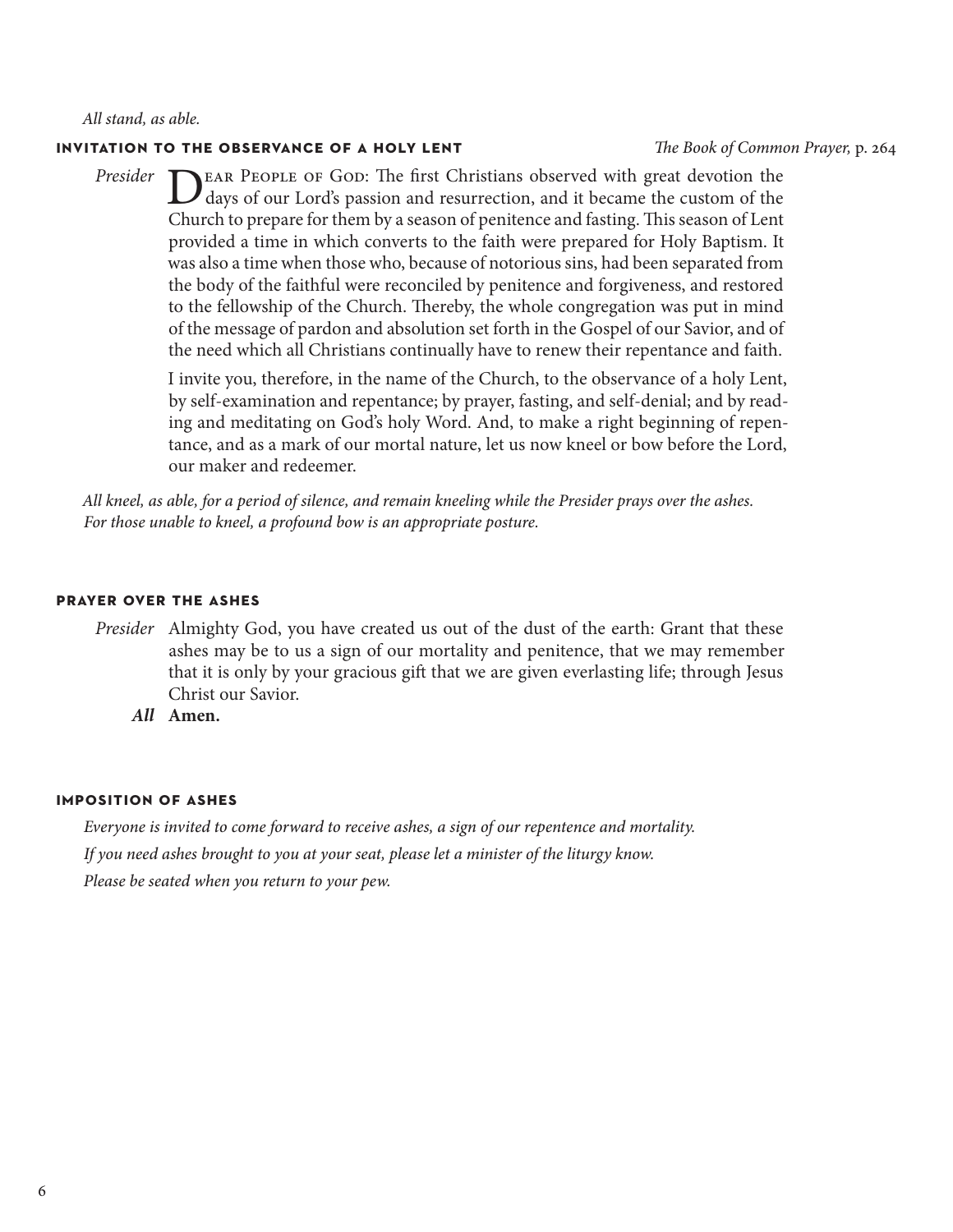*All stand, as able.*

## INVITATION TO THE OBSERVANCE OF A HOLY LENT

*The Book of Common Prayer,* p. 264

*Presider* DEAR PEOPLE OF GOD: The first Christians observed with great devotion the days of our Lord's passion and resurrection, and it became the custom of the Church to prepare for them by a season of penitence and fasting. This season of Lent provided a time in which converts to the faith were prepared for Holy Baptism. It was also a time when those who, because of notorious sins, had been separated from the body of the faithful were reconciled by penitence and forgiveness, and restored to the fellowship of the Church. Thereby, the whole congregation was put in mind of the message of pardon and absolution set forth in the Gospel of our Savior, and of the need which all Christians continually have to renew their repentance and faith.

I invite you, therefore, in the name of the Church, to the observance of a holy Lent, by self-examination and repentance; by prayer, fasting, and self-denial; and by reading and meditating on God's holy Word. And, to make a right beginning of repentance, and as a mark of our mortal nature, let us now kneel or bow before the Lord, our maker and redeemer.

*All kneel, as able, for a period of silence, and remain kneeling while the Presider prays over the ashes. For those unable to kneel, a profound bow is an appropriate posture.*

## PRAYER OVER THE ASHES

*Presider* Almighty God, you have created us out of the dust of the earth: Grant that these ashes may be to us a sign of our mortality and penitence, that we may remember that it is only by your gracious gift that we are given everlasting life; through Jesus Christ our Savior.

***All*** **Amen.**

## IMPOSITION OF ASHES

*Everyone is invited to come forward to receive ashes, a sign of our repentence and mortality.*

*If you need ashes brought to you at your seat, please let a minister of the liturgy know.*

*Please be seated when you return to your pew.*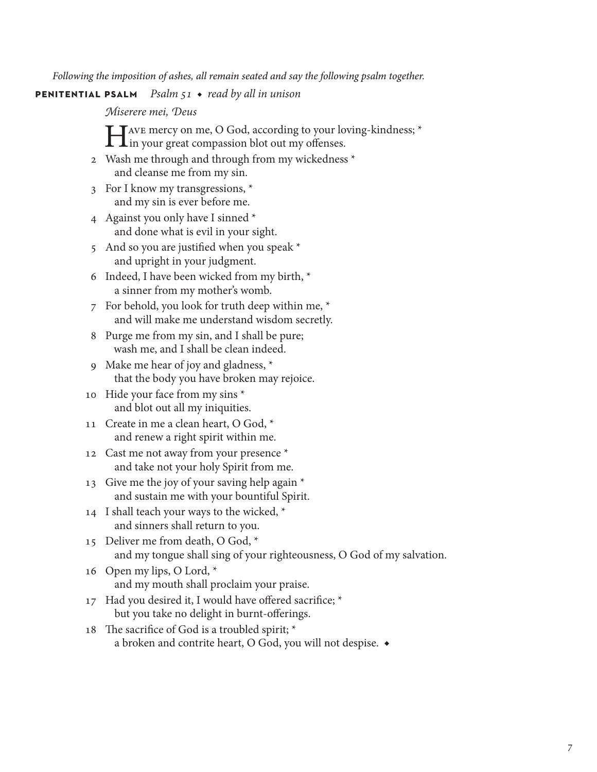*Following the imposition of ashes, all remain seated and say the following psalm together.*

**PENITENTIAL PSALM** *Psalm 51 ◆ read by all in unison*

*Miserere mei, Deus*

Have mercy on me, O God, according to your loving-kindness; *
in your great compassion blot out my offenses.

2 Wash me through and through from my wickedness *
and cleanse me from my sin.

3 For I know my transgressions, *
and my sin is ever before me.

4 Against you only have I sinned *
and done what is evil in your sight.

5 And so you are justified when you speak *
and upright in your judgment.

6 Indeed, I have been wicked from my birth, *
a sinner from my mother's womb.

7 For behold, you look for truth deep within me, *
and will make me understand wisdom secretly.

8 Purge me from my sin, and I shall be pure;
wash me, and I shall be clean indeed.

9 Make me hear of joy and gladness, *
that the body you have broken may rejoice.

10 Hide your face from my sins *
and blot out all my iniquities.

11 Create in me a clean heart, O God, *
and renew a right spirit within me.

12 Cast me not away from your presence *
and take not your holy Spirit from me.

13 Give me the joy of your saving help again *
and sustain me with your bountiful Spirit.

14 I shall teach your ways to the wicked, *
and sinners shall return to you.

15 Deliver me from death, O God, *
and my tongue shall sing of your righteousness, O God of my salvation.

16 Open my lips, O Lord, *
and my mouth shall proclaim your praise.

17 Had you desired it, I would have offered sacrifice; *
but you take no delight in burnt-offerings.

18 The sacrifice of God is a troubled spirit; *
a broken and contrite heart, O God, you will not despise. ◆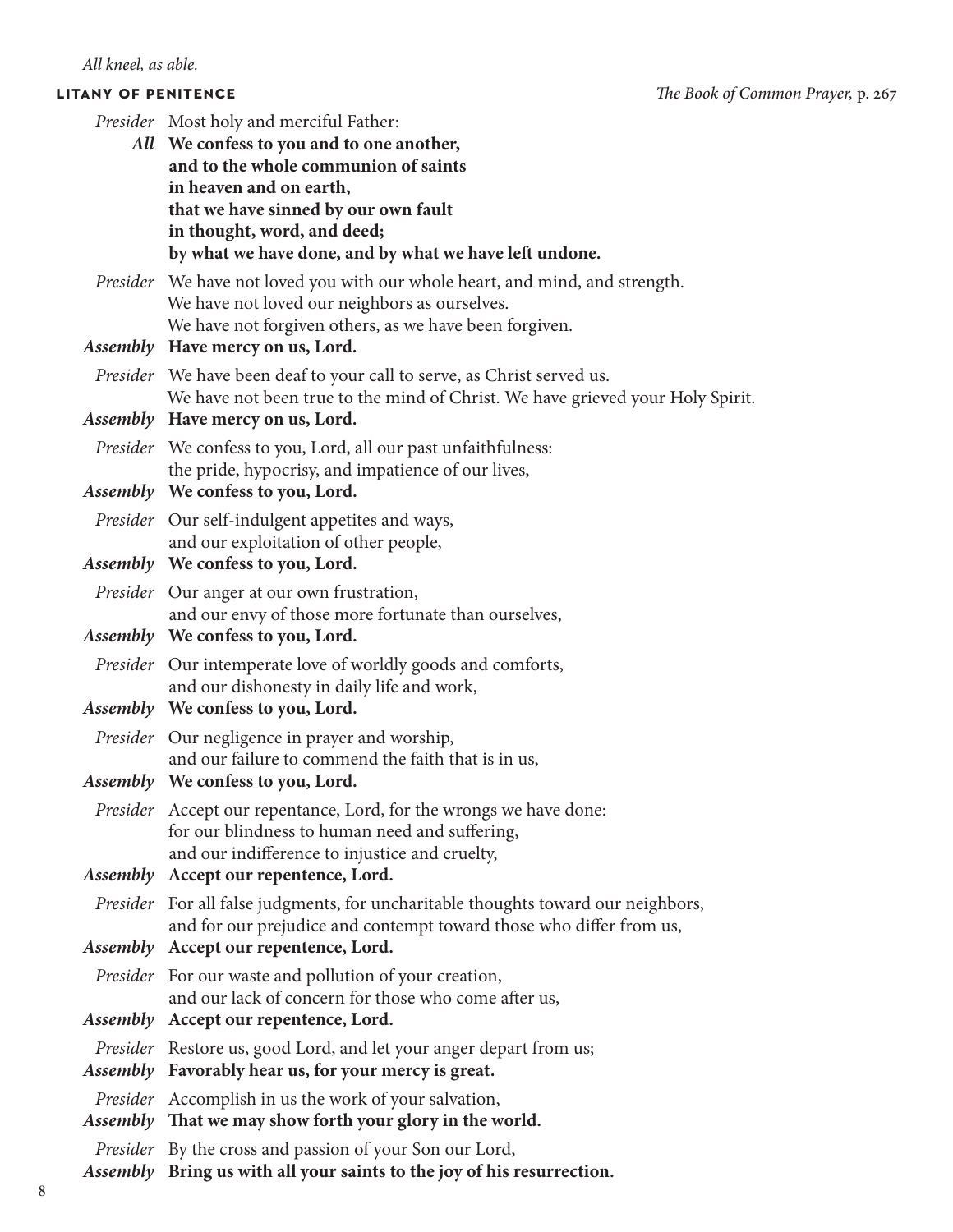*All kneel, as able.*

## LITANY OF PENITENCE

*The Book of Common Prayer,* p. 267

*Presider* Most holy and merciful Father:
*All* **We confess to you and to one another,**
**and to the whole communion of saints**
**in heaven and on earth,**
**that we have sinned by our own fault**
**in thought, word, and deed;**
**by what we have done, and by what we have left undone.**

*Presider* We have not loved you with our whole heart, and mind, and strength.
We have not loved our neighbors as ourselves.
We have not forgiven others, as we have been forgiven.
*Assembly* **Have mercy on us, Lord.**

*Presider* We have been deaf to your call to serve, as Christ served us.
We have not been true to the mind of Christ. We have grieved your Holy Spirit.
*Assembly* **Have mercy on us, Lord.**

*Presider* We confess to you, Lord, all our past unfaithfulness:
the pride, hypocrisy, and impatience of our lives,
*Assembly* **We confess to you, Lord.**

*Presider* Our self-indulgent appetites and ways,
and our exploitation of other people,
*Assembly* **We confess to you, Lord.**

*Presider* Our anger at our own frustration,
and our envy of those more fortunate than ourselves,
*Assembly* **We confess to you, Lord.**

*Presider* Our intemperate love of worldly goods and comforts,
and our dishonesty in daily life and work,
*Assembly* **We confess to you, Lord.**

*Presider* Our negligence in prayer and worship,
and our failure to commend the faith that is in us,
*Assembly* **We confess to you, Lord.**

*Presider* Accept our repentance, Lord, for the wrongs we have done:
for our blindness to human need and suffering,
and our indifference to injustice and cruelty,
*Assembly* **Accept our repentence, Lord.**

*Presider* For all false judgments, for uncharitable thoughts toward our neighbors,
and for our prejudice and contempt toward those who differ from us,
*Assembly* **Accept our repentence, Lord.**

*Presider* For our waste and pollution of your creation,
and our lack of concern for those who come after us,
*Assembly* **Accept our repentence, Lord.**

*Presider* Restore us, good Lord, and let your anger depart from us;
*Assembly* **Favorably hear us, for your mercy is great.**

*Presider* Accomplish in us the work of your salvation,
*Assembly* **That we may show forth your glory in the world.**

*Presider* By the cross and passion of your Son our Lord,
*Assembly* **Bring us with all your saints to the joy of his resurrection.**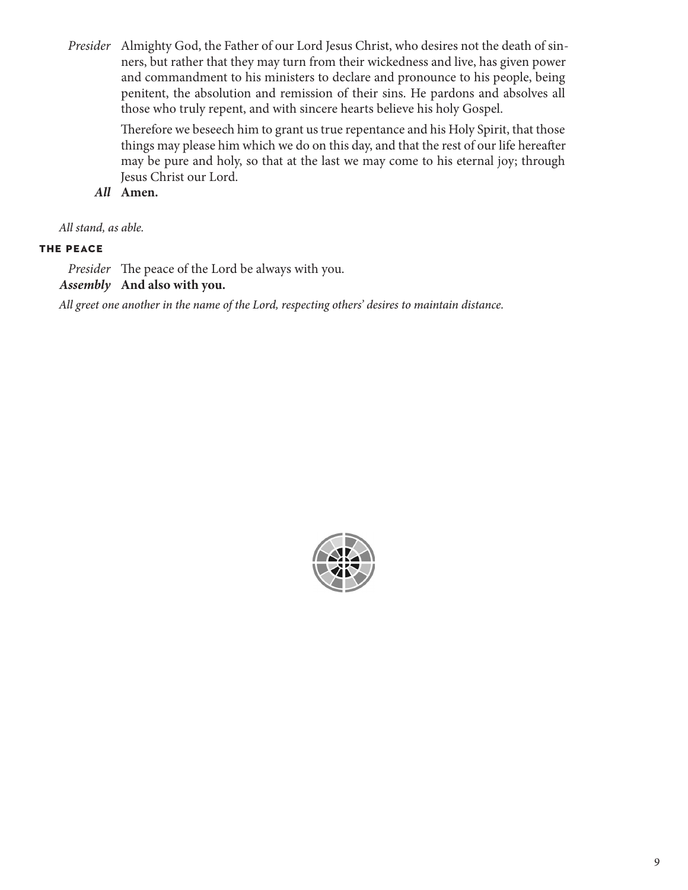*Presider* Almighty God, the Father of our Lord Jesus Christ, who desires not the death of sinners, but rather that they may turn from their wickedness and live, has given power and commandment to his ministers to declare and pronounce to his people, being penitent, the absolution and remission of their sins. He pardons and absolves all those who truly repent, and with sincere hearts believe his holy Gospel.

Therefore we beseech him to grant us true repentance and his Holy Spirit, that those things may please him which we do on this day, and that the rest of our life hereafter may be pure and holy, so that at the last we may come to his eternal joy; through Jesus Christ our Lord.

***All*** **Amen.**

*All stand, as able.*

#### THE PEACE

*Presider* The peace of the Lord be always with you.

***Assembly*** **And also with you.**

*All greet one another in the name of the Lord, respecting others' desires to maintain distance.*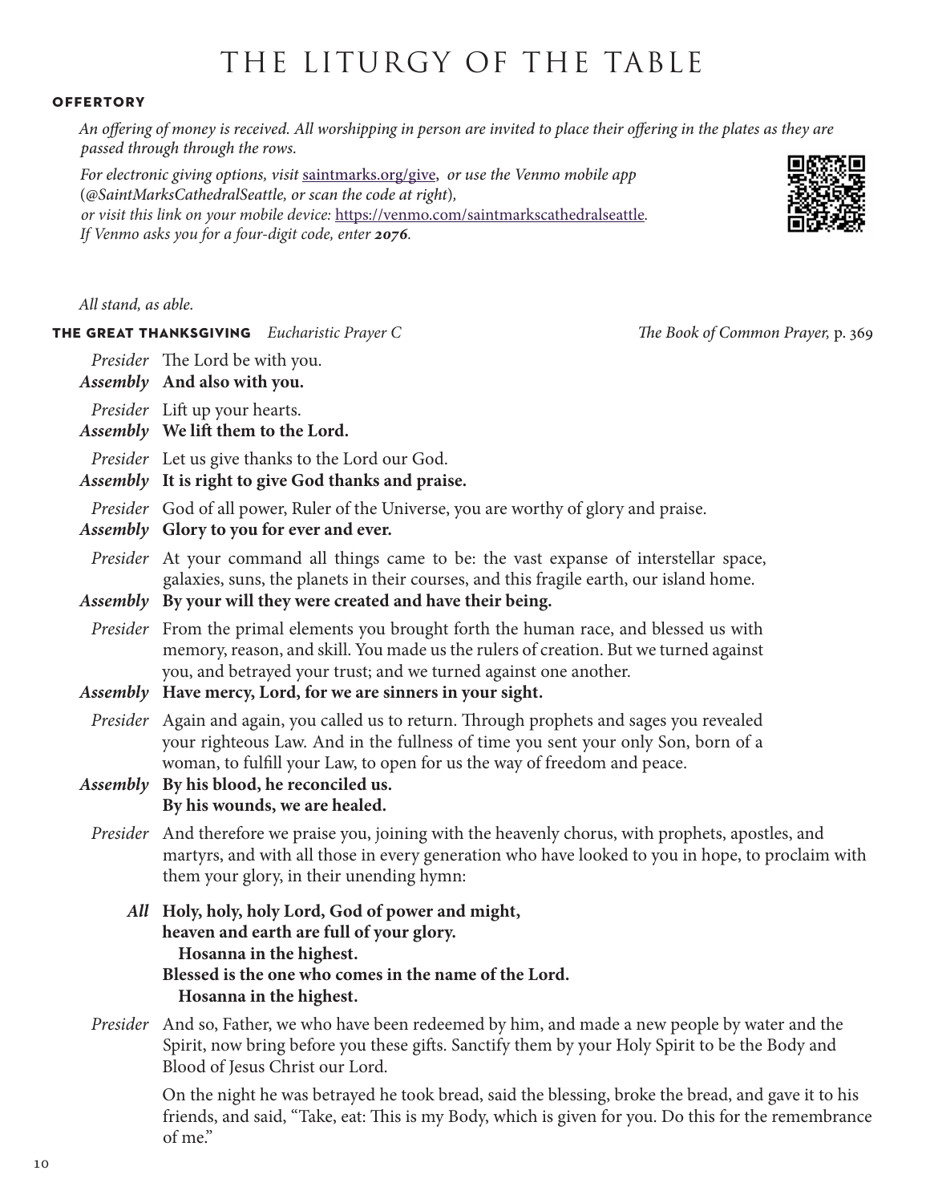# THE LITURGY OF THE TABLE

**OFFERTORY**

*An offering of money is received. All worshipping in person are invited to place their offering in the plates as they are passed through through the rows.*

*For electronic giving options, visit* saintmarks.org/give, *or use the Venmo mobile app (@SaintMarksCathedralSeattle, or scan the code at right), or visit this link on your mobile device:* https://venmo.com/saintmarkscathedralseattle*.*
*If Venmo asks you for a four-digit code, enter* ***2076****.*

*All stand, as able.*

**THE GREAT THANKSGIVING** *Eucharistic Prayer C* — *The Book of Common Prayer,* p. 369

*Presider* The Lord be with you.
***Assembly*** **And also with you.**

*Presider* Lift up your hearts.
***Assembly*** **We lift them to the Lord.**

*Presider* Let us give thanks to the Lord our God.
***Assembly*** **It is right to give God thanks and praise.**

*Presider* God of all power, Ruler of the Universe, you are worthy of glory and praise.
***Assembly*** **Glory to you for ever and ever.**

*Presider* At your command all things came to be: the vast expanse of interstellar space, galaxies, suns, the planets in their courses, and this fragile earth, our island home.
***Assembly*** **By your will they were created and have their being.**

*Presider* From the primal elements you brought forth the human race, and blessed us with memory, reason, and skill. You made us the rulers of creation. But we turned against you, and betrayed your trust; and we turned against one another.
***Assembly*** **Have mercy, Lord, for we are sinners in your sight.**

*Presider* Again and again, you called us to return. Through prophets and sages you revealed your righteous Law. And in the fullness of time you sent your only Son, born of a woman, to fulfill your Law, to open for us the way of freedom and peace.
***Assembly*** **By his blood, he reconciled us.**
**By his wounds, we are healed.**

*Presider* And therefore we praise you, joining with the heavenly chorus, with prophets, apostles, and martyrs, and with all those in every generation who have looked to you in hope, to proclaim with them your glory, in their unending hymn:

***All*** **Holy, holy, holy Lord, God of power and might,**
**heaven and earth are full of your glory.**
**Hosanna in the highest.**
**Blessed is the one who comes in the name of the Lord.**
**Hosanna in the highest.**

*Presider* And so, Father, we who have been redeemed by him, and made a new people by water and the Spirit, now bring before you these gifts. Sanctify them by your Holy Spirit to be the Body and Blood of Jesus Christ our Lord.

On the night he was betrayed he took bread, said the blessing, broke the bread, and gave it to his friends, and said, "Take, eat: This is my Body, which is given for you. Do this for the remembrance of me."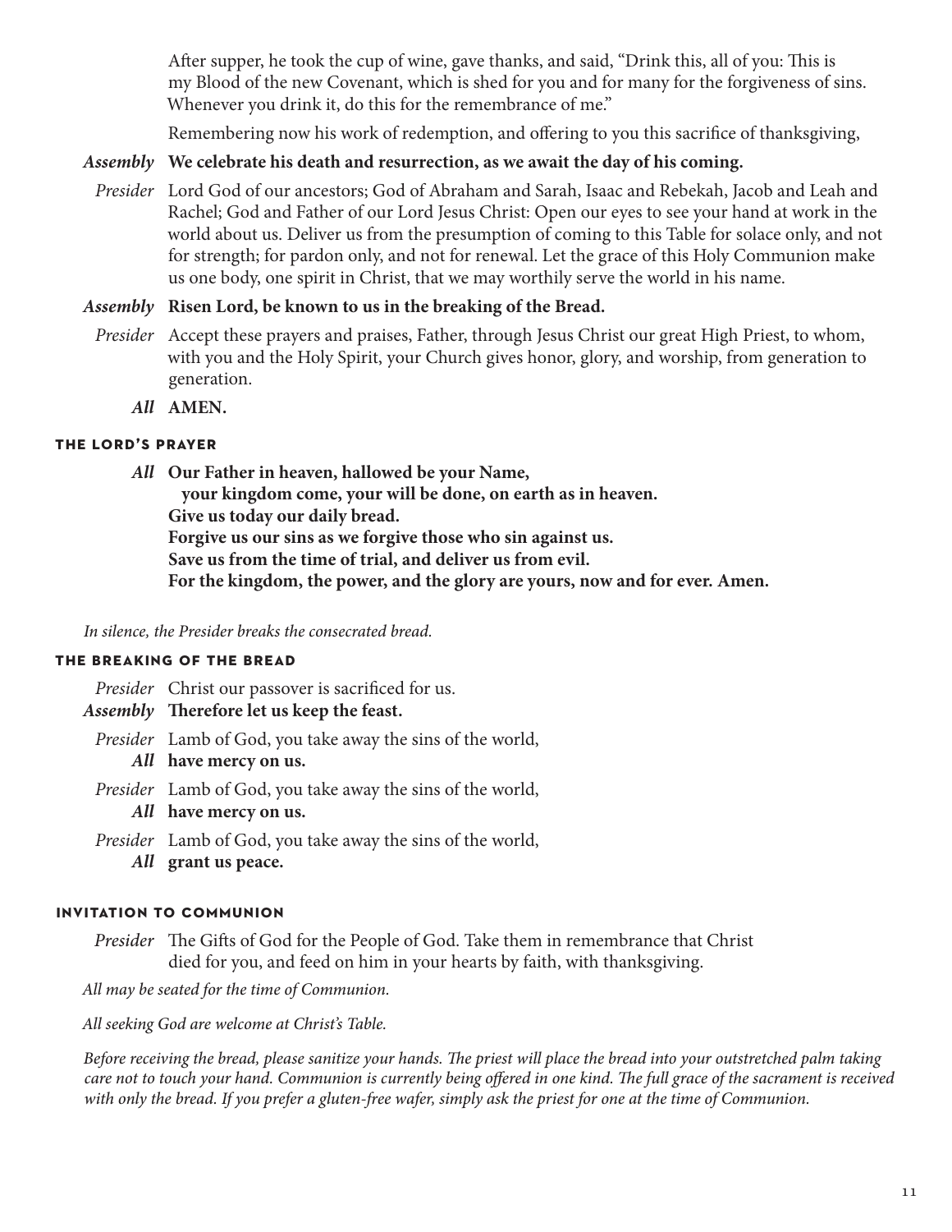After supper, he took the cup of wine, gave thanks, and said, "Drink this, all of you: This is my Blood of the new Covenant, which is shed for you and for many for the forgiveness of sins. Whenever you drink it, do this for the remembrance of me."

Remembering now his work of redemption, and offering to you this sacrifice of thanksgiving,

*Assembly* **We celebrate his death and resurrection, as we await the day of his coming.**

*Presider* Lord God of our ancestors; God of Abraham and Sarah, Isaac and Rebekah, Jacob and Leah and Rachel; God and Father of our Lord Jesus Christ: Open our eyes to see your hand at work in the world about us. Deliver us from the presumption of coming to this Table for solace only, and not for strength; for pardon only, and not for renewal. Let the grace of this Holy Communion make us one body, one spirit in Christ, that we may worthily serve the world in his name.

*Assembly* **Risen Lord, be known to us in the breaking of the Bread.**

*Presider* Accept these prayers and praises, Father, through Jesus Christ our great High Priest, to whom, with you and the Holy Spirit, your Church gives honor, glory, and worship, from generation to generation.

*All* **AMEN.**

### THE LORD'S PRAYER

*All* **Our Father in heaven, hallowed be your Name,**
**your kingdom come, your will be done, on earth as in heaven.**
**Give us today our daily bread.**
**Forgive us our sins as we forgive those who sin against us.**
**Save us from the time of trial, and deliver us from evil.**
**For the kingdom, the power, and the glory are yours, now and for ever. Amen.**

*In silence, the Presider breaks the consecrated bread.*

### THE BREAKING OF THE BREAD

*Presider* Christ our passover is sacrificed for us.
*Assembly* **Therefore let us keep the feast.**

*Presider* Lamb of God, you take away the sins of the world,
*All* **have mercy on us.**

*Presider* Lamb of God, you take away the sins of the world,
*All* **have mercy on us.**

*Presider* Lamb of God, you take away the sins of the world,
*All* **grant us peace.**

### INVITATION TO COMMUNION

*Presider* The Gifts of God for the People of God. Take them in remembrance that Christ died for you, and feed on him in your hearts by faith, with thanksgiving.

*All may be seated for the time of Communion.*

*All seeking God are welcome at Christ's Table.*

*Before receiving the bread, please sanitize your hands. The priest will place the bread into your outstretched palm taking care not to touch your hand. Communion is currently being offered in one kind. The full grace of the sacrament is received with only the bread. If you prefer a gluten-free wafer, simply ask the priest for one at the time of Communion.*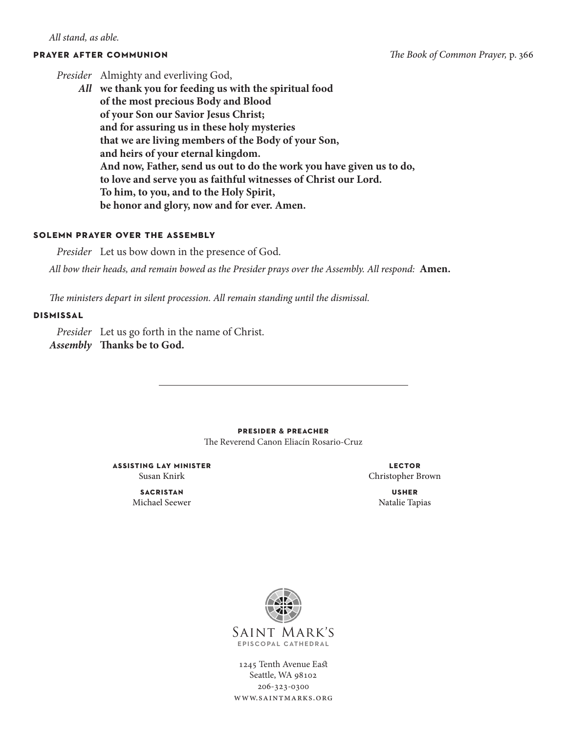*All stand, as able.*

## PRAYER AFTER COMMUNION

*The Book of Common Prayer,* p. 366

*Presider* Almighty and everliving God,

***All*** **we thank you for feeding us with the spiritual food**
**of the most precious Body and Blood**
**of your Son our Savior Jesus Christ;**
**and for assuring us in these holy mysteries**
**that we are living members of the Body of your Son,**
**and heirs of your eternal kingdom.**
**And now, Father, send us out to do the work you have given us to do,**
**to love and serve you as faithful witnesses of Christ our Lord.**
**To him, to you, and to the Holy Spirit,**
**be honor and glory, now and for ever. Amen.**

## SOLEMN PRAYER OVER THE ASSEMBLY

*Presider* Let us bow down in the presence of God.

*All bow their heads, and remain bowed as the Presider prays over the Assembly. All respond:* **Amen.**

*The ministers depart in silent procession. All remain standing until the dismissal.*

## DISMISSAL

*Presider* Let us go forth in the name of Christ.

***Assembly*** **Thanks be to God.**

---

**PRESIDER & PREACHER**
The Reverend Canon Eliacín Rosario-Cruz

**ASSISTING LAY MINISTER**
Susan Knirk

**LECTOR**
Christopher Brown

**SACRISTAN**
Michael Seewer

**USHER**
Natalie Tapias

SAINT MARK'S
EPISCOPAL CATHEDRAL

1245 Tenth Avenue East
Seattle, WA 98102
206-323-0300
WWW.SAINTMARKS.ORG